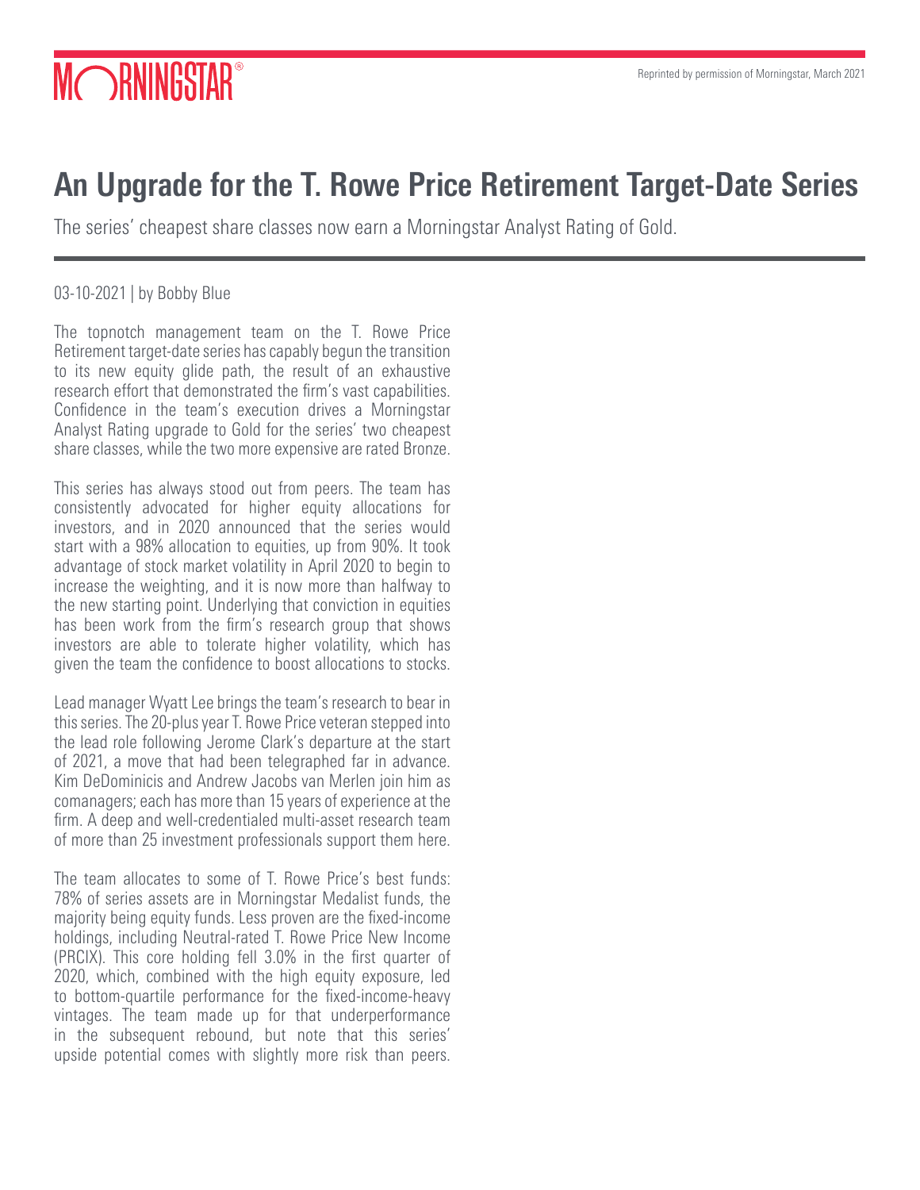Reprinted by permission of Morningstar, March 2021

# An Upgrade for the T. Rowe Price Retirement Target-Date Series

The series' cheapest share classes now earn a Morningstar Analyst Rating of Gold.

03-10-2021 | by Bobby Blue

The topnotch management team on the T. Rowe Price Retirement target-date series has capably begun the transition to its new equity glide path, the result of an exhaustive research effort that demonstrated the firm's vast capabilities. Confidence in the team's execution drives a Morningstar Analyst Rating upgrade to Gold for the series' two cheapest share classes, while the two more expensive are rated Bronze.

This series has always stood out from peers. The team has consistently advocated for higher equity allocations for investors, and in 2020 announced that the series would start with a 98% allocation to equities, up from 90%. It took advantage of stock market volatility in April 2020 to begin to increase the weighting, and it is now more than halfway to the new starting point. Underlying that conviction in equities has been work from the firm's research group that shows investors are able to tolerate higher volatility, which has given the team the confidence to boost allocations to stocks.

Lead manager Wyatt Lee brings the team's research to bear in this series. The 20-plus year T. Rowe Price veteran stepped into the lead role following Jerome Clark's departure at the start of 2021, a move that had been telegraphed far in advance. Kim DeDominicis and Andrew Jacobs van Merlen join him as comanagers; each has more than 15 years of experience at the firm. A deep and well-credentialed multi-asset research team of more than 25 investment professionals support them here.

The team allocates to some of T. Rowe Price's best funds: 78% of series assets are in Morningstar Medalist funds, the majority being equity funds. Less proven are the fixed-income holdings, including Neutral-rated T. Rowe Price New Income (PRCIX). This core holding fell 3.0% in the first quarter of 2020, which, combined with the high equity exposure, led to bottom-quartile performance for the fixed-income-heavy vintages. The team made up for that underperformance in the subsequent rebound, but note that this series' upside potential comes with slightly more risk than peers.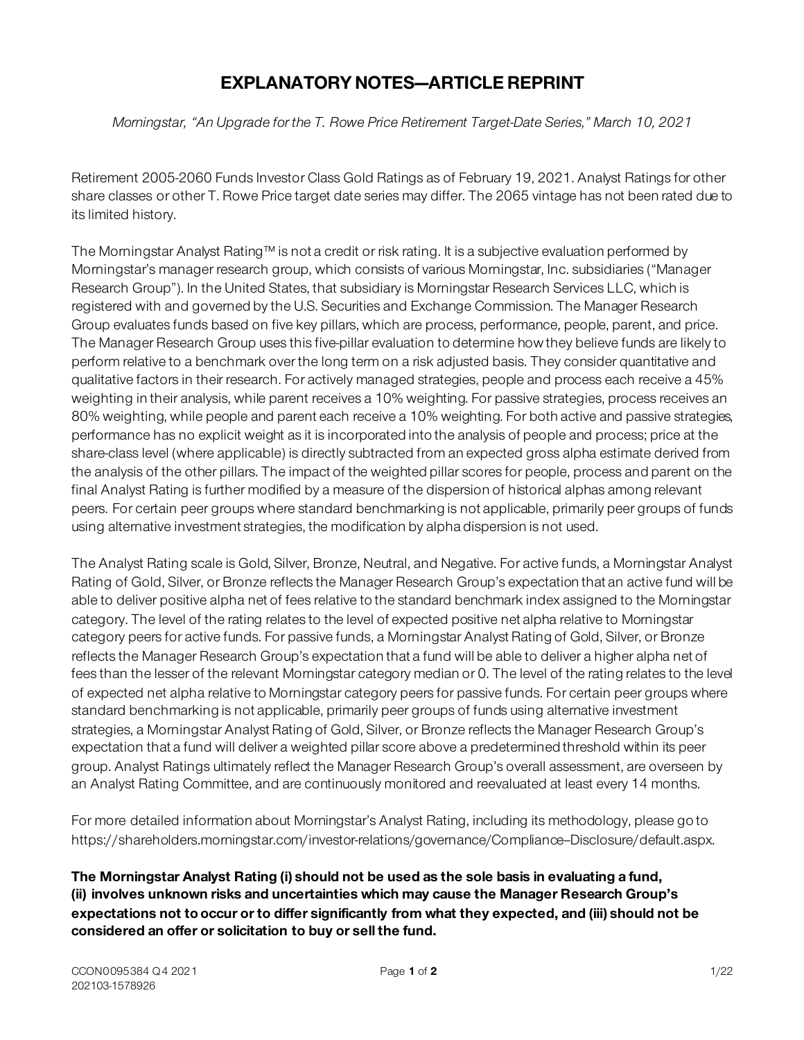# EXPLANATORY NOTES—ARTICLE REPRINT

*Morningstar, "An Upgrade for the T. Rowe Price Retirement Target-Date Series," March 10, 2021*

Retirement 2005-2060 Funds Investor Class Gold Ratings as of February 19, 2021. Analyst Ratings for other share classes or other T. Rowe Price target date series may differ. The 2065 vintage has not been rated due to its limited history.

The Morningstar Analyst Rating™ is not a credit or risk rating. It is a subjective evaluation performed by Morningstar's manager research group, which consists of various Morningstar, Inc. subsidiaries ("Manager Research Group"). In the United States, that subsidiary is Morningstar Research Services LLC, which is registered with and governed by the U.S. Securities and Exchange Commission. The Manager Research Group evaluates funds based on five key pillars, which are process, performance, people, parent, and price. The Manager Research Group uses this five-pillar evaluation to determine how they believe funds are likely to perform relative to a benchmark over the long term on a risk adjusted basis. They consider quantitative and qualitative factors in their research. For actively managed strategies, people and process each receive a 45% weighting in their analysis, while parent receives a 10% weighting. For passive strategies, process receives an 80% weighting, while people and parent each receive a 10% weighting. For both active and passive strategies, performance has no explicit weight as it is incorporated into the analysis of people and process; price at the share-class level (where applicable) is directly subtracted from an expected gross alpha estimate derived from the analysis of the other pillars. The impact of the weighted pillar scores for people, process and parent on the final Analyst Rating is further modified by a measure of the dispersion of historical alphas among relevant peers. For certain peer groups where standard benchmarking is not applicable, primarily peer groups of funds using alternative investment strategies, the modification by alpha dispersion is not used.

The Analyst Rating scale is Gold, Silver, Bronze, Neutral, and Negative. For active funds, a Morningstar Analyst Rating of Gold, Silver, or Bronze reflects the Manager Research Group's expectation that an active fund will be able to deliver positive alpha net of fees relative to the standard benchmark index assigned to the Morningstar category. The level of the rating relates to the level of expected positive net alpha relative to Morningstar category peers for active funds. For passive funds, a Morningstar Analyst Rating of Gold, Silver, or Bronze reflects the Manager Research Group's expectation that a fund will be able to deliver a higher alpha net of fees than the lesser of the relevant Morningstar category median or 0. The level of the rating relates to the level of expected net alpha relative to Morningstar category peers for passive funds. For certain peer groups where standard benchmarking is not applicable, primarily peer groups of funds using alternative investment strategies, a Morningstar Analyst Rating of Gold, Silver, or Bronze reflects the Manager Research Group's expectation that a fund will deliver a weighted pillar score above a predetermined threshold within its peer group. Analyst Ratings ultimately reflect the Manager Research Group's overall assessment, are overseen by an Analyst Rating Committee, and are continuously monitored and reevaluated at least every 14 months.

For more detailed information about Morningstar's Analyst Rating, including its methodology, please go to https://shareholders.morningstar.com/investor-relations/governance/Compliance–Disclosure/default.aspx.

**The Morningstar Analyst Rating (i) should not be used as the sole basis in evaluating a fund, (ii) involves unknown risks and uncertainties which may cause the Manager Research Group's expectations not to occur or to differ significantly from what they expected, and (iii) should not be considered an offer or solicitation to buy or sell the fund.**

CCON0095384 Q4 2021
202103-1578926

1/22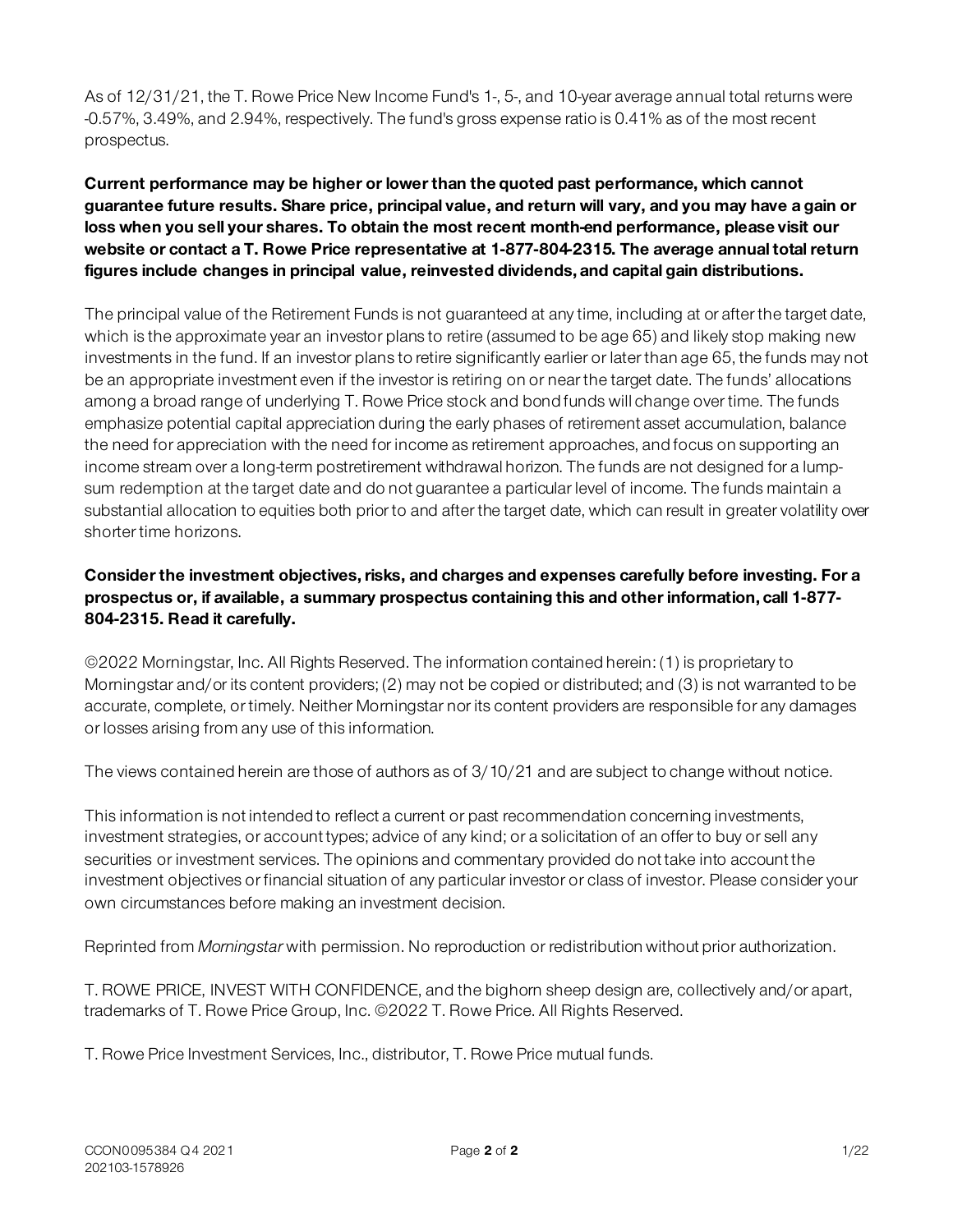As of 12/31/21, the T. Rowe Price New Income Fund's 1-, 5-, and 10-year average annual total returns were -0.57%, 3.49%, and 2.94%, respectively. The fund's gross expense ratio is 0.41% as of the most recent prospectus.

**Current performance may be higher or lower than the quoted past performance, which cannot guarantee future results. Share price, principal value, and return will vary, and you may have a gain or loss when you sell your shares. To obtain the most recent month-end performance, please visit our website or contact a T. Rowe Price representative at 1-877-804-2315. The average annual total return figures include changes in principal value, reinvested dividends, and capital gain distributions.**

The principal value of the Retirement Funds is not guaranteed at any time, including at or after the target date, which is the approximate year an investor plans to retire (assumed to be age 65) and likely stop making new investments in the fund. If an investor plans to retire significantly earlier or later than age 65, the funds may not be an appropriate investment even if the investor is retiring on or near the target date. The funds' allocations among a broad range of underlying T. Rowe Price stock and bond funds will change over time. The funds emphasize potential capital appreciation during the early phases of retirement asset accumulation, balance the need for appreciation with the need for income as retirement approaches, and focus on supporting an income stream over a long-term postretirement withdrawal horizon. The funds are not designed for a lump-sum redemption at the target date and do not guarantee a particular level of income. The funds maintain a substantial allocation to equities both prior to and after the target date, which can result in greater volatility over shorter time horizons.

**Consider the investment objectives, risks, and charges and expenses carefully before investing. For a prospectus or, if available, a summary prospectus containing this and other information, call 1-877-804-2315. Read it carefully.**

©2022 Morningstar, Inc. All Rights Reserved. The information contained herein: (1) is proprietary to Morningstar and/or its content providers; (2) may not be copied or distributed; and (3) is not warranted to be accurate, complete, or timely. Neither Morningstar nor its content providers are responsible for any damages or losses arising from any use of this information.

The views contained herein are those of authors as of 3/10/21 and are subject to change without notice.

This information is not intended to reflect a current or past recommendation concerning investments, investment strategies, or account types; advice of any kind; or a solicitation of an offer to buy or sell any securities or investment services. The opinions and commentary provided do not take into account the investment objectives or financial situation of any particular investor or class of investor. Please consider your own circumstances before making an investment decision.

Reprinted from *Morningstar* with permission. No reproduction or redistribution without prior authorization.

T. ROWE PRICE, INVEST WITH CONFIDENCE, and the bighorn sheep design are, collectively and/or apart, trademarks of T. Rowe Price Group, Inc. ©2022 T. Rowe Price. All Rights Reserved.

T. Rowe Price Investment Services, Inc., distributor, T. Rowe Price mutual funds.

CCON0095384 Q4 2021
202103-1578926

1/22